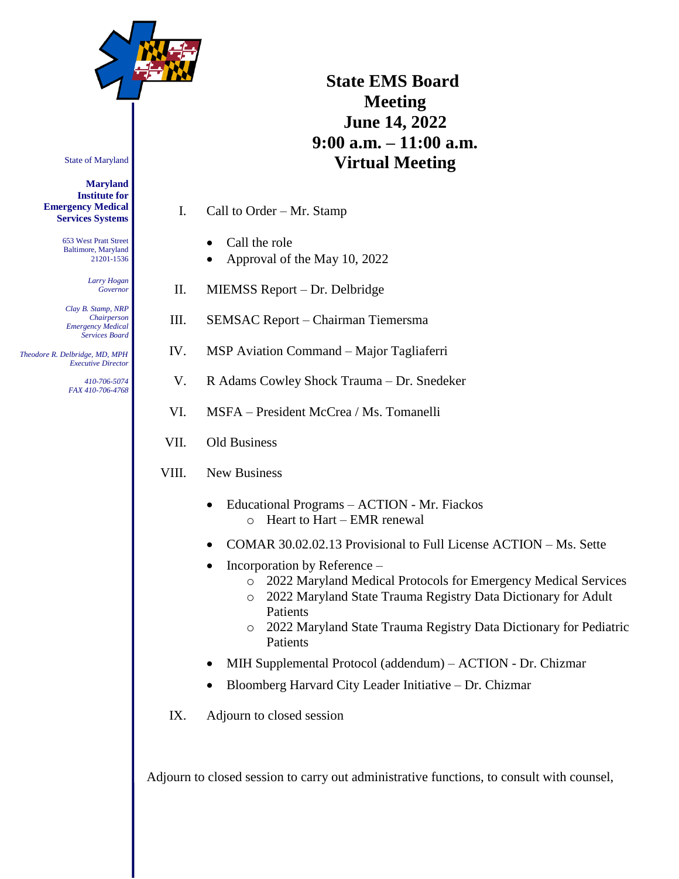State of Maryland

**Maryland Institute for Emergency Medical Services Systems**

653 West Pratt Street
Baltimore, Maryland
21201-1536

*Larry Hogan*
*Governor*

*Clay B. Stamp, NRP*
*Chairperson*
*Emergency Medical Services Board*

*Theodore R. Delbridge, MD, MPH*
*Executive Director*

*410-706-5074*
*FAX 410-706-4768*

# State EMS Board Meeting
# June 14, 2022
# 9:00 a.m. – 11:00 a.m.
# Virtual Meeting

I. Call to Order – Mr. Stamp

- Call the role
- Approval of the May 10, 2022

II. MIEMSS Report – Dr. Delbridge

III. SEMSAC Report – Chairman Tiemersma

IV. MSP Aviation Command – Major Tagliaferri

V. R Adams Cowley Shock Trauma – Dr. Snedeker

VI. MSFA – President McCrea / Ms. Tomanelli

VII. Old Business

VIII. New Business

- Educational Programs – ACTION - Mr. Fiackos
  - Heart to Hart – EMR renewal
- COMAR 30.02.02.13 Provisional to Full License ACTION – Ms. Sette
- Incorporation by Reference –
  - 2022 Maryland Medical Protocols for Emergency Medical Services
  - 2022 Maryland State Trauma Registry Data Dictionary for Adult Patients
  - 2022 Maryland State Trauma Registry Data Dictionary for Pediatric Patients
- MIH Supplemental Protocol (addendum) – ACTION - Dr. Chizmar
- Bloomberg Harvard City Leader Initiative – Dr. Chizmar

IX. Adjourn to closed session

Adjourn to closed session to carry out administrative functions, to consult with counsel,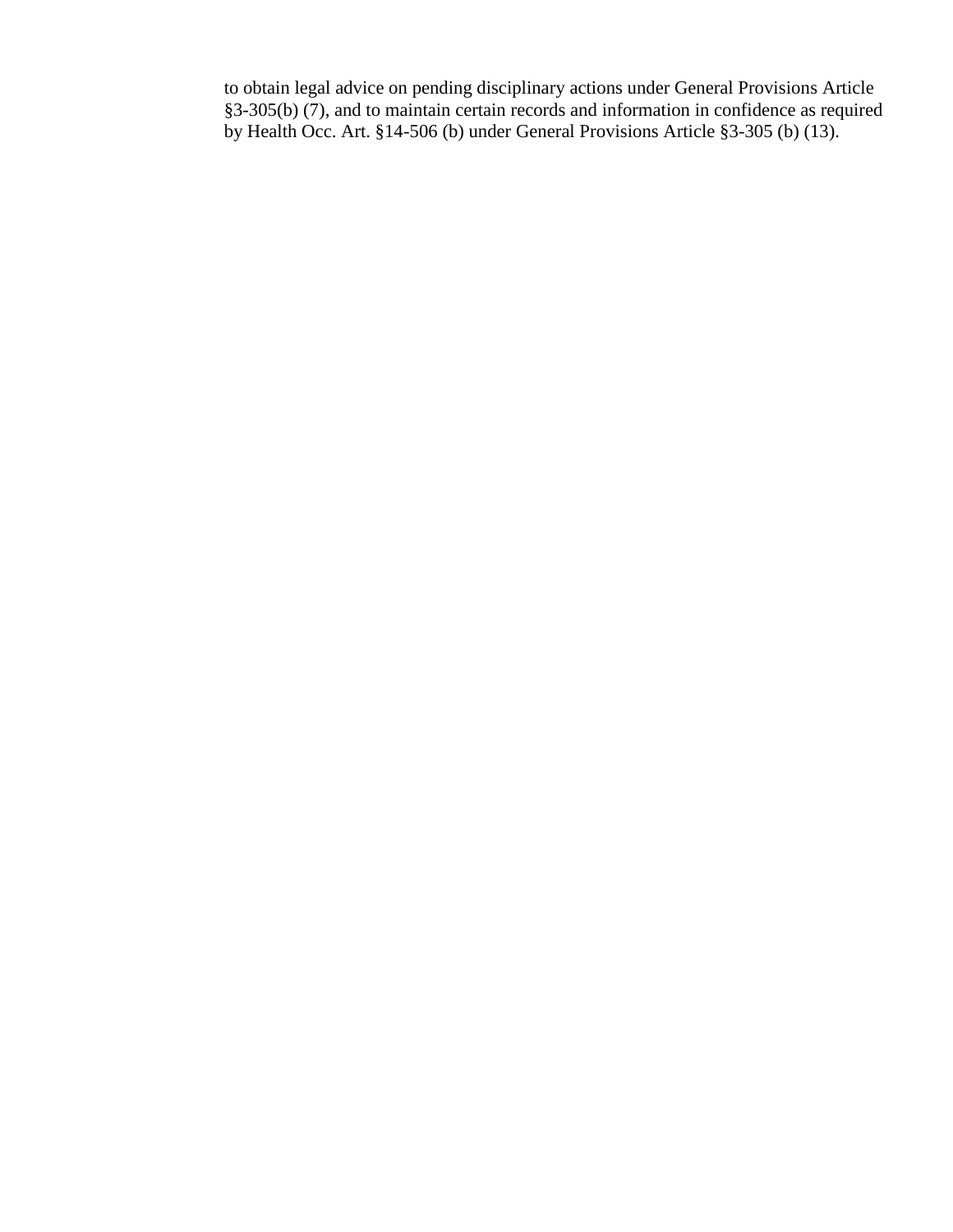to obtain legal advice on pending disciplinary actions under General Provisions Article §3-305(b) (7), and to maintain certain records and information in confidence as required by Health Occ. Art. §14-506 (b) under General Provisions Article §3-305 (b) (13).